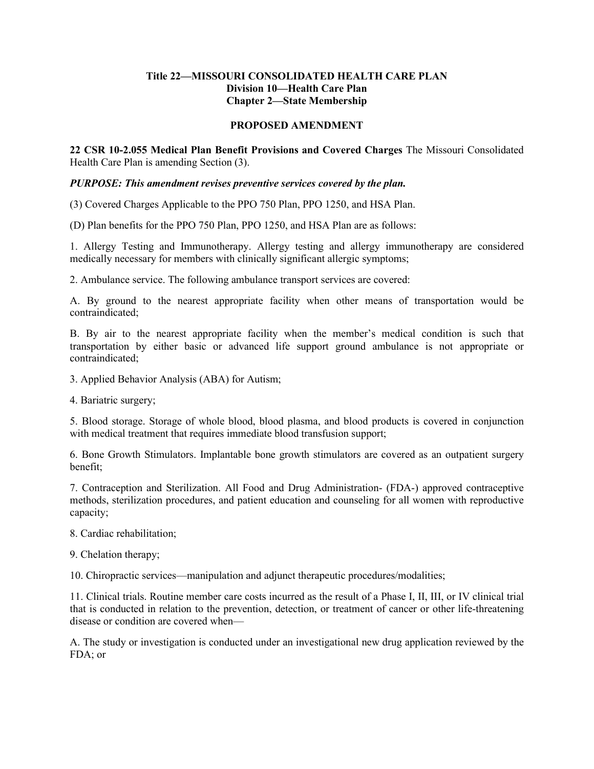**Title 22—MISSOURI CONSOLIDATED HEALTH CARE PLAN**
**Division 10—Health Care Plan**
**Chapter 2—State Membership**

**PROPOSED AMENDMENT**

**22 CSR 10-2.055 Medical Plan Benefit Provisions and Covered Charges** The Missouri Consolidated Health Care Plan is amending Section (3).

***PURPOSE: This amendment revises preventive services covered by the plan.***

(3) Covered Charges Applicable to the PPO 750 Plan, PPO 1250, and HSA Plan.

(D) Plan benefits for the PPO 750 Plan, PPO 1250, and HSA Plan are as follows:

1. Allergy Testing and Immunotherapy. Allergy testing and allergy immunotherapy are considered medically necessary for members with clinically significant allergic symptoms;

2. Ambulance service. The following ambulance transport services are covered:

A. By ground to the nearest appropriate facility when other means of transportation would be contraindicated;

B. By air to the nearest appropriate facility when the member's medical condition is such that transportation by either basic or advanced life support ground ambulance is not appropriate or contraindicated;

3. Applied Behavior Analysis (ABA) for Autism;

4. Bariatric surgery;

5. Blood storage. Storage of whole blood, blood plasma, and blood products is covered in conjunction with medical treatment that requires immediate blood transfusion support;

6. Bone Growth Stimulators. Implantable bone growth stimulators are covered as an outpatient surgery benefit;

7. Contraception and Sterilization. All Food and Drug Administration- (FDA-) approved contraceptive methods, sterilization procedures, and patient education and counseling for all women with reproductive capacity;

8. Cardiac rehabilitation;

9. Chelation therapy;

10. Chiropractic services—manipulation and adjunct therapeutic procedures/modalities;

11. Clinical trials. Routine member care costs incurred as the result of a Phase I, II, III, or IV clinical trial that is conducted in relation to the prevention, detection, or treatment of cancer or other life-threatening disease or condition are covered when—

A. The study or investigation is conducted under an investigational new drug application reviewed by the FDA; or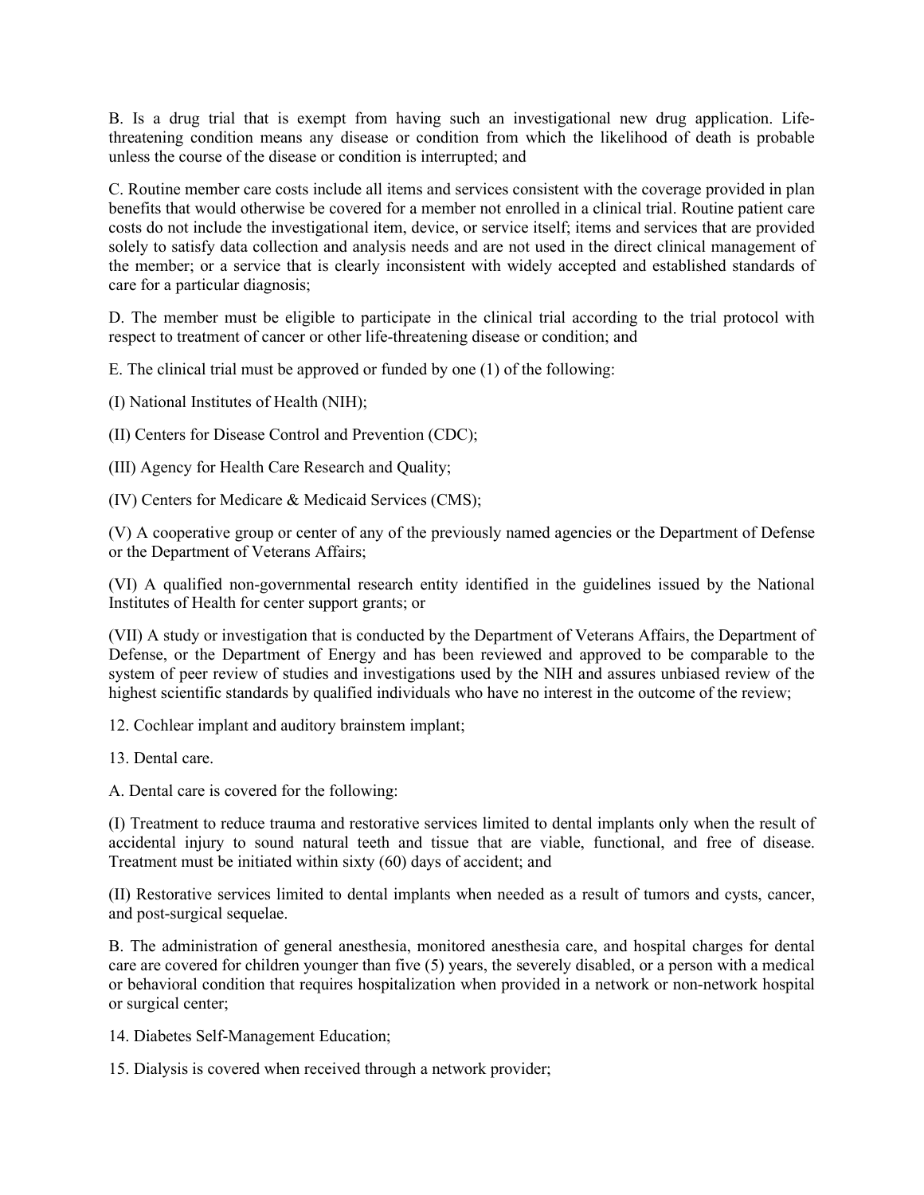B. Is a drug trial that is exempt from having such an investigational new drug application. Life-threatening condition means any disease or condition from which the likelihood of death is probable unless the course of the disease or condition is interrupted; and

C. Routine member care costs include all items and services consistent with the coverage provided in plan benefits that would otherwise be covered for a member not enrolled in a clinical trial. Routine patient care costs do not include the investigational item, device, or service itself; items and services that are provided solely to satisfy data collection and analysis needs and are not used in the direct clinical management of the member; or a service that is clearly inconsistent with widely accepted and established standards of care for a particular diagnosis;

D. The member must be eligible to participate in the clinical trial according to the trial protocol with respect to treatment of cancer or other life-threatening disease or condition; and

E. The clinical trial must be approved or funded by one (1) of the following:

(I) National Institutes of Health (NIH);

(II) Centers for Disease Control and Prevention (CDC);

(III) Agency for Health Care Research and Quality;

(IV) Centers for Medicare & Medicaid Services (CMS);

(V) A cooperative group or center of any of the previously named agencies or the Department of Defense or the Department of Veterans Affairs;

(VI) A qualified non-governmental research entity identified in the guidelines issued by the National Institutes of Health for center support grants; or

(VII) A study or investigation that is conducted by the Department of Veterans Affairs, the Department of Defense, or the Department of Energy and has been reviewed and approved to be comparable to the system of peer review of studies and investigations used by the NIH and assures unbiased review of the highest scientific standards by qualified individuals who have no interest in the outcome of the review;

12. Cochlear implant and auditory brainstem implant;

13. Dental care.

A. Dental care is covered for the following:

(I) Treatment to reduce trauma and restorative services limited to dental implants only when the result of accidental injury to sound natural teeth and tissue that are viable, functional, and free of disease. Treatment must be initiated within sixty (60) days of accident; and

(II) Restorative services limited to dental implants when needed as a result of tumors and cysts, cancer, and post-surgical sequelae.

B. The administration of general anesthesia, monitored anesthesia care, and hospital charges for dental care are covered for children younger than five (5) years, the severely disabled, or a person with a medical or behavioral condition that requires hospitalization when provided in a network or non-network hospital or surgical center;

14. Diabetes Self-Management Education;

15. Dialysis is covered when received through a network provider;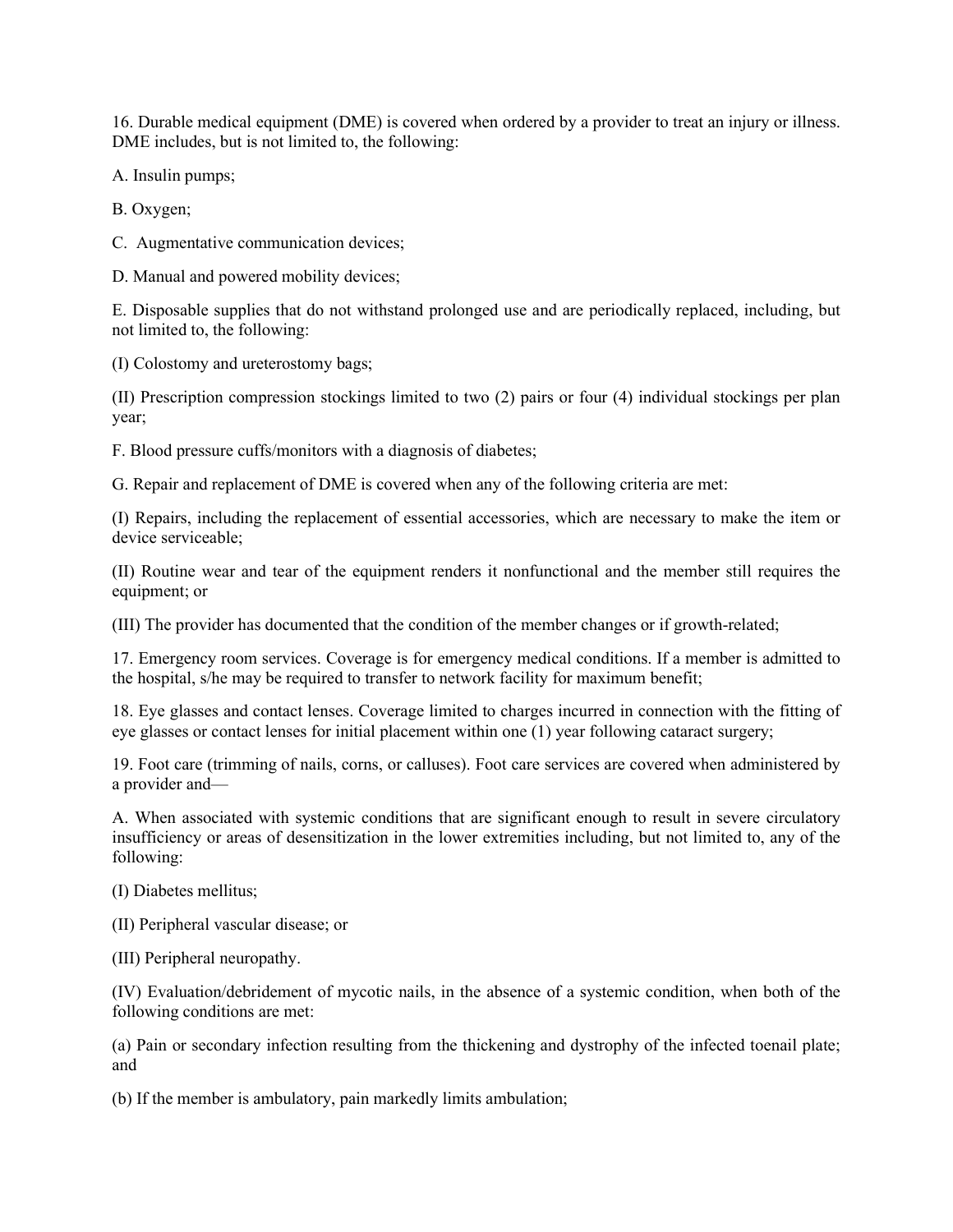16. Durable medical equipment (DME) is covered when ordered by a provider to treat an injury or illness. DME includes, but is not limited to, the following:

A. Insulin pumps;

B. Oxygen;

C. Augmentative communication devices;

D. Manual and powered mobility devices;

E. Disposable supplies that do not withstand prolonged use and are periodically replaced, including, but not limited to, the following:

(I) Colostomy and ureterostomy bags;

(II) Prescription compression stockings limited to two (2) pairs or four (4) individual stockings per plan year;

F. Blood pressure cuffs/monitors with a diagnosis of diabetes;

G. Repair and replacement of DME is covered when any of the following criteria are met:

(I) Repairs, including the replacement of essential accessories, which are necessary to make the item or device serviceable;

(II) Routine wear and tear of the equipment renders it nonfunctional and the member still requires the equipment; or

(III) The provider has documented that the condition of the member changes or if growth-related;

17. Emergency room services. Coverage is for emergency medical conditions. If a member is admitted to the hospital, s/he may be required to transfer to network facility for maximum benefit;

18. Eye glasses and contact lenses. Coverage limited to charges incurred in connection with the fitting of eye glasses or contact lenses for initial placement within one (1) year following cataract surgery;

19. Foot care (trimming of nails, corns, or calluses). Foot care services are covered when administered by a provider and—

A. When associated with systemic conditions that are significant enough to result in severe circulatory insufficiency or areas of desensitization in the lower extremities including, but not limited to, any of the following:

(I) Diabetes mellitus;

(II) Peripheral vascular disease; or

(III) Peripheral neuropathy.

(IV) Evaluation/debridement of mycotic nails, in the absence of a systemic condition, when both of the following conditions are met:

(a) Pain or secondary infection resulting from the thickening and dystrophy of the infected toenail plate; and

(b) If the member is ambulatory, pain markedly limits ambulation;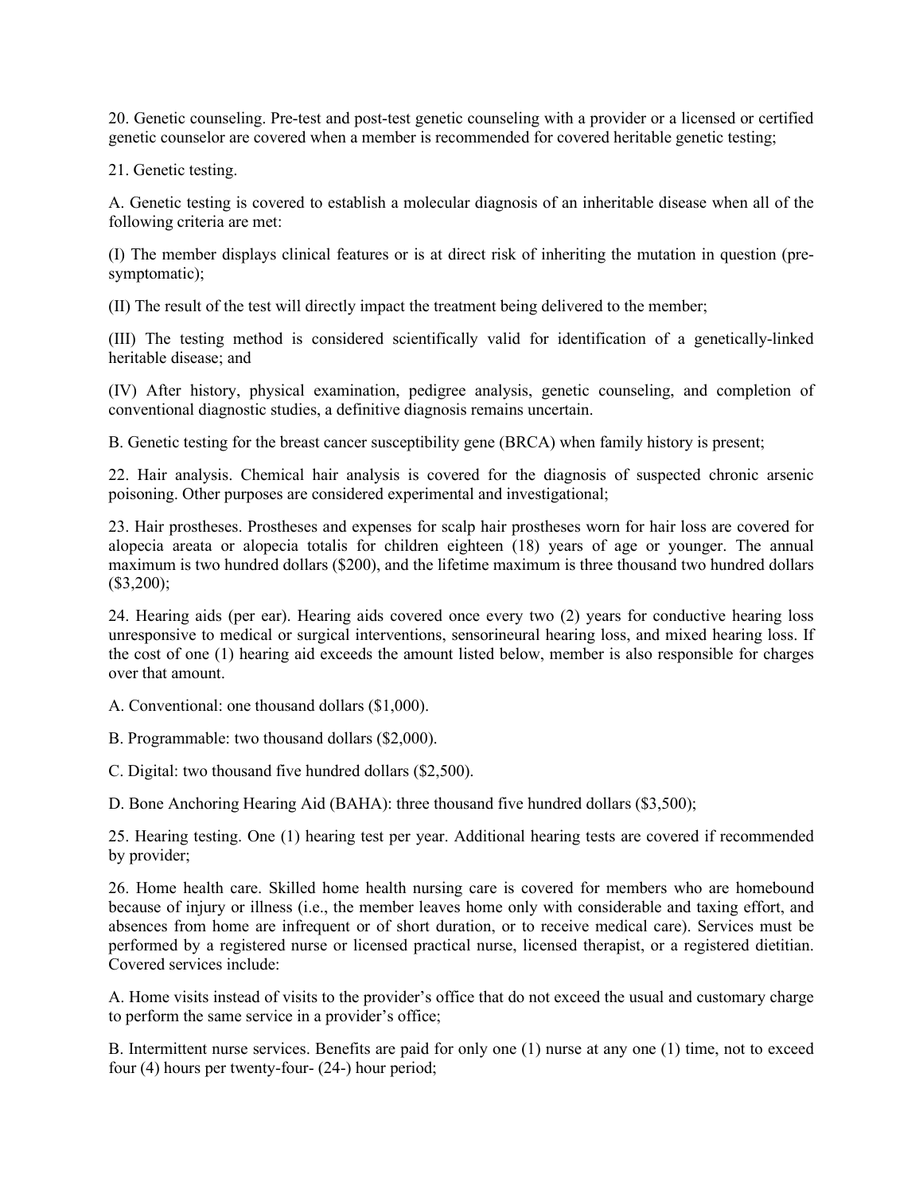20. Genetic counseling. Pre-test and post-test genetic counseling with a provider or a licensed or certified genetic counselor are covered when a member is recommended for covered heritable genetic testing;

21. Genetic testing.

A. Genetic testing is covered to establish a molecular diagnosis of an inheritable disease when all of the following criteria are met:

(I) The member displays clinical features or is at direct risk of inheriting the mutation in question (pre-symptomatic);

(II) The result of the test will directly impact the treatment being delivered to the member;

(III) The testing method is considered scientifically valid for identification of a genetically-linked heritable disease; and

(IV) After history, physical examination, pedigree analysis, genetic counseling, and completion of conventional diagnostic studies, a definitive diagnosis remains uncertain.

B. Genetic testing for the breast cancer susceptibility gene (BRCA) when family history is present;

22. Hair analysis. Chemical hair analysis is covered for the diagnosis of suspected chronic arsenic poisoning. Other purposes are considered experimental and investigational;

23. Hair prostheses. Prostheses and expenses for scalp hair prostheses worn for hair loss are covered for alopecia areata or alopecia totalis for children eighteen (18) years of age or younger. The annual maximum is two hundred dollars ($200), and the lifetime maximum is three thousand two hundred dollars ($3,200);

24. Hearing aids (per ear). Hearing aids covered once every two (2) years for conductive hearing loss unresponsive to medical or surgical interventions, sensorineural hearing loss, and mixed hearing loss. If the cost of one (1) hearing aid exceeds the amount listed below, member is also responsible for charges over that amount.

A. Conventional: one thousand dollars ($1,000).

B. Programmable: two thousand dollars ($2,000).

C. Digital: two thousand five hundred dollars ($2,500).

D. Bone Anchoring Hearing Aid (BAHA): three thousand five hundred dollars ($3,500);

25. Hearing testing. One (1) hearing test per year. Additional hearing tests are covered if recommended by provider;

26. Home health care. Skilled home health nursing care is covered for members who are homebound because of injury or illness (i.e., the member leaves home only with considerable and taxing effort, and absences from home are infrequent or of short duration, or to receive medical care). Services must be performed by a registered nurse or licensed practical nurse, licensed therapist, or a registered dietitian. Covered services include:

A. Home visits instead of visits to the provider's office that do not exceed the usual and customary charge to perform the same service in a provider's office;

B. Intermittent nurse services. Benefits are paid for only one (1) nurse at any one (1) time, not to exceed four (4) hours per twenty-four- (24-) hour period;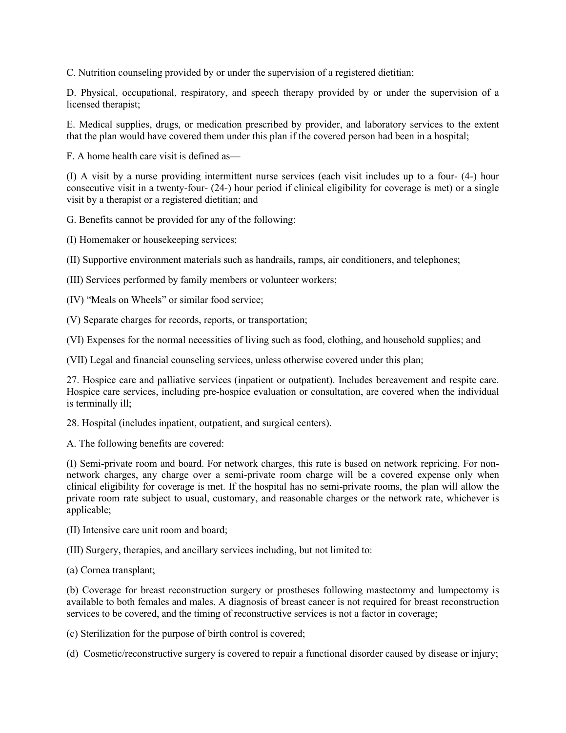C. Nutrition counseling provided by or under the supervision of a registered dietitian;

D. Physical, occupational, respiratory, and speech therapy provided by or under the supervision of a licensed therapist;

E. Medical supplies, drugs, or medication prescribed by provider, and laboratory services to the extent that the plan would have covered them under this plan if the covered person had been in a hospital;

F. A home health care visit is defined as—

(I) A visit by a nurse providing intermittent nurse services (each visit includes up to a four- (4-) hour consecutive visit in a twenty-four- (24-) hour period if clinical eligibility for coverage is met) or a single visit by a therapist or a registered dietitian; and

G. Benefits cannot be provided for any of the following:

(I) Homemaker or housekeeping services;

(II) Supportive environment materials such as handrails, ramps, air conditioners, and telephones;

(III) Services performed by family members or volunteer workers;

(IV) "Meals on Wheels" or similar food service;

(V) Separate charges for records, reports, or transportation;

(VI) Expenses for the normal necessities of living such as food, clothing, and household supplies; and

(VII) Legal and financial counseling services, unless otherwise covered under this plan;

27. Hospice care and palliative services (inpatient or outpatient). Includes bereavement and respite care. Hospice care services, including pre-hospice evaluation or consultation, are covered when the individual is terminally ill;

28. Hospital (includes inpatient, outpatient, and surgical centers).

A. The following benefits are covered:

(I) Semi-private room and board. For network charges, this rate is based on network repricing. For non-network charges, any charge over a semi-private room charge will be a covered expense only when clinical eligibility for coverage is met. If the hospital has no semi-private rooms, the plan will allow the private room rate subject to usual, customary, and reasonable charges or the network rate, whichever is applicable;

(II) Intensive care unit room and board;

(III) Surgery, therapies, and ancillary services including, but not limited to:

(a) Cornea transplant;

(b) Coverage for breast reconstruction surgery or prostheses following mastectomy and lumpectomy is available to both females and males. A diagnosis of breast cancer is not required for breast reconstruction services to be covered, and the timing of reconstructive services is not a factor in coverage;

(c) Sterilization for the purpose of birth control is covered;

(d) Cosmetic/reconstructive surgery is covered to repair a functional disorder caused by disease or injury;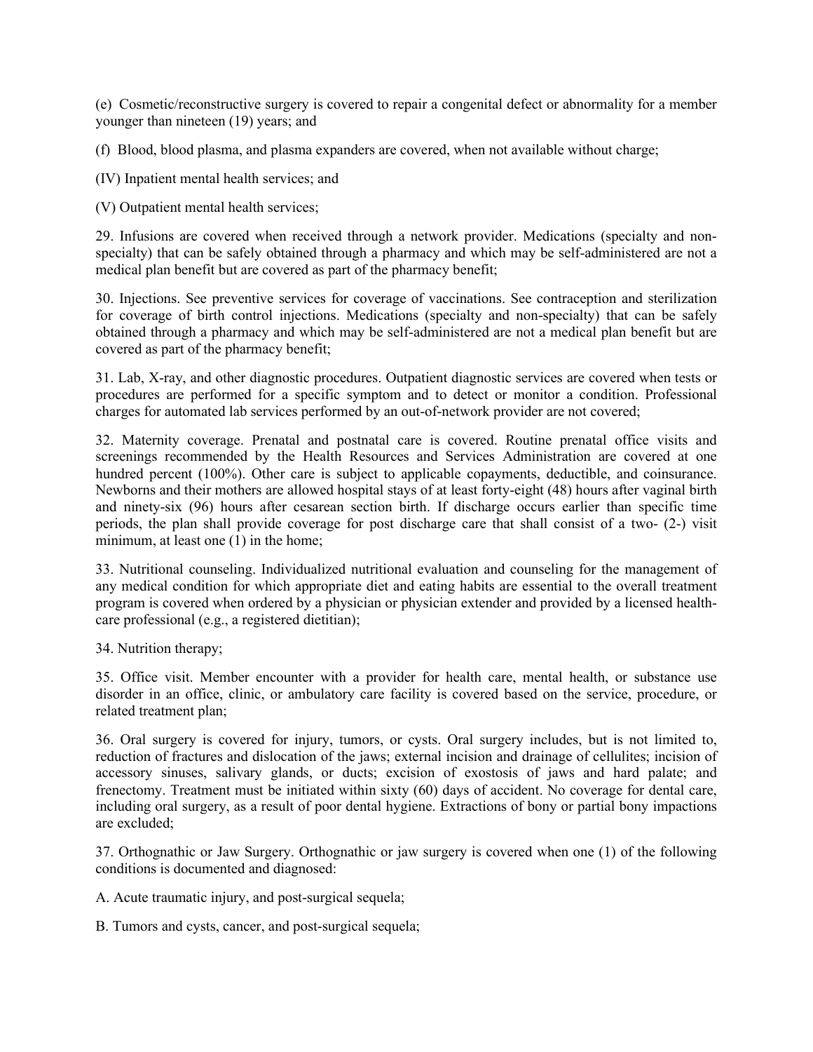(e) Cosmetic/reconstructive surgery is covered to repair a congenital defect or abnormality for a member younger than nineteen (19) years; and

(f) Blood, blood plasma, and plasma expanders are covered, when not available without charge;

(IV) Inpatient mental health services; and

(V) Outpatient mental health services;

29. Infusions are covered when received through a network provider. Medications (specialty and non-specialty) that can be safely obtained through a pharmacy and which may be self-administered are not a medical plan benefit but are covered as part of the pharmacy benefit;

30. Injections. See preventive services for coverage of vaccinations. See contraception and sterilization for coverage of birth control injections. Medications (specialty and non-specialty) that can be safely obtained through a pharmacy and which may be self-administered are not a medical plan benefit but are covered as part of the pharmacy benefit;

31. Lab, X-ray, and other diagnostic procedures. Outpatient diagnostic services are covered when tests or procedures are performed for a specific symptom and to detect or monitor a condition. Professional charges for automated lab services performed by an out-of-network provider are not covered;

32. Maternity coverage. Prenatal and postnatal care is covered. Routine prenatal office visits and screenings recommended by the Health Resources and Services Administration are covered at one hundred percent (100%). Other care is subject to applicable copayments, deductible, and coinsurance. Newborns and their mothers are allowed hospital stays of at least forty-eight (48) hours after vaginal birth and ninety-six (96) hours after cesarean section birth. If discharge occurs earlier than specific time periods, the plan shall provide coverage for post discharge care that shall consist of a two- (2-) visit minimum, at least one (1) in the home;

33. Nutritional counseling. Individualized nutritional evaluation and counseling for the management of any medical condition for which appropriate diet and eating habits are essential to the overall treatment program is covered when ordered by a physician or physician extender and provided by a licensed health-care professional (e.g., a registered dietitian);

34. Nutrition therapy;

35. Office visit. Member encounter with a provider for health care, mental health, or substance use disorder in an office, clinic, or ambulatory care facility is covered based on the service, procedure, or related treatment plan;

36. Oral surgery is covered for injury, tumors, or cysts. Oral surgery includes, but is not limited to, reduction of fractures and dislocation of the jaws; external incision and drainage of cellulites; incision of accessory sinuses, salivary glands, or ducts; excision of exostosis of jaws and hard palate; and frenectomy. Treatment must be initiated within sixty (60) days of accident. No coverage for dental care, including oral surgery, as a result of poor dental hygiene. Extractions of bony or partial bony impactions are excluded;

37. Orthognathic or Jaw Surgery. Orthognathic or jaw surgery is covered when one (1) of the following conditions is documented and diagnosed:

A. Acute traumatic injury, and post-surgical sequela;

B. Tumors and cysts, cancer, and post-surgical sequela;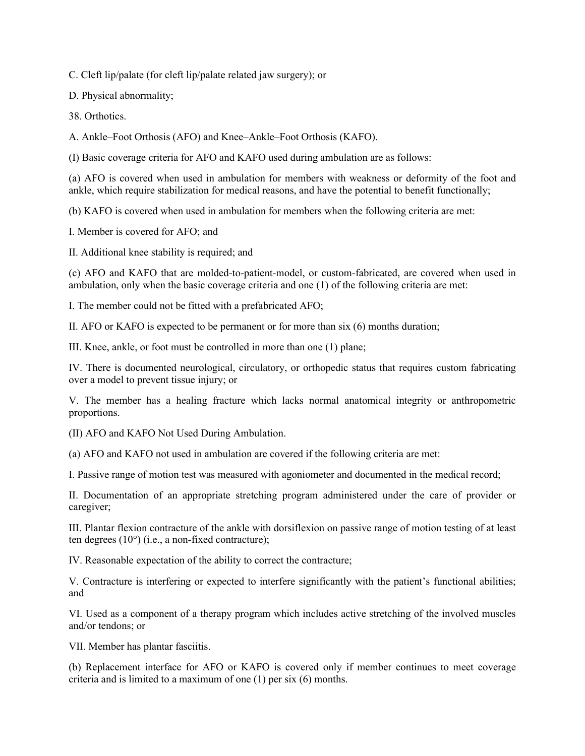C. Cleft lip/palate (for cleft lip/palate related jaw surgery); or

D. Physical abnormality;

38. Orthotics.

A. Ankle–Foot Orthosis (AFO) and Knee–Ankle–Foot Orthosis (KAFO).

(I) Basic coverage criteria for AFO and KAFO used during ambulation are as follows:

(a) AFO is covered when used in ambulation for members with weakness or deformity of the foot and ankle, which require stabilization for medical reasons, and have the potential to benefit functionally;

(b) KAFO is covered when used in ambulation for members when the following criteria are met:

I. Member is covered for AFO; and

II. Additional knee stability is required; and

(c) AFO and KAFO that are molded-to-patient-model, or custom-fabricated, are covered when used in ambulation, only when the basic coverage criteria and one (1) of the following criteria are met:

I. The member could not be fitted with a prefabricated AFO;

II. AFO or KAFO is expected to be permanent or for more than six (6) months duration;

III. Knee, ankle, or foot must be controlled in more than one (1) plane;

IV. There is documented neurological, circulatory, or orthopedic status that requires custom fabricating over a model to prevent tissue injury; or

V. The member has a healing fracture which lacks normal anatomical integrity or anthropometric proportions.

(II) AFO and KAFO Not Used During Ambulation.

(a) AFO and KAFO not used in ambulation are covered if the following criteria are met:

I. Passive range of motion test was measured with agoniometer and documented in the medical record;

II. Documentation of an appropriate stretching program administered under the care of provider or caregiver;

III. Plantar flexion contracture of the ankle with dorsiflexion on passive range of motion testing of at least ten degrees (10°) (i.e., a non-fixed contracture);

IV. Reasonable expectation of the ability to correct the contracture;

V. Contracture is interfering or expected to interfere significantly with the patient's functional abilities; and

VI. Used as a component of a therapy program which includes active stretching of the involved muscles and/or tendons; or

VII. Member has plantar fasciitis.

(b) Replacement interface for AFO or KAFO is covered only if member continues to meet coverage criteria and is limited to a maximum of one (1) per six (6) months.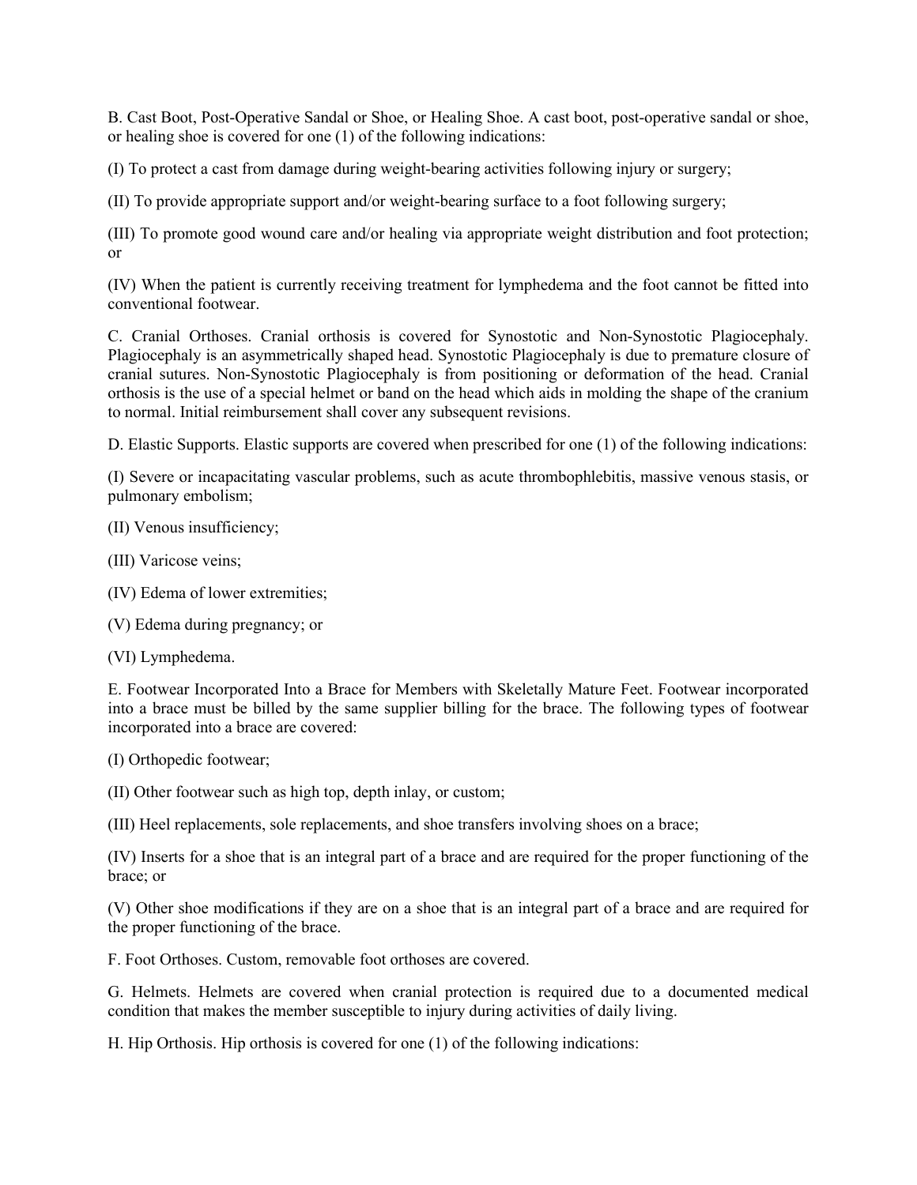B. Cast Boot, Post-Operative Sandal or Shoe, or Healing Shoe. A cast boot, post-operative sandal or shoe, or healing shoe is covered for one (1) of the following indications:

(I) To protect a cast from damage during weight-bearing activities following injury or surgery;

(II) To provide appropriate support and/or weight-bearing surface to a foot following surgery;

(III) To promote good wound care and/or healing via appropriate weight distribution and foot protection; or

(IV) When the patient is currently receiving treatment for lymphedema and the foot cannot be fitted into conventional footwear.

C. Cranial Orthoses. Cranial orthosis is covered for Synostotic and Non-Synostotic Plagiocephaly. Plagiocephaly is an asymmetrically shaped head. Synostotic Plagiocephaly is due to premature closure of cranial sutures. Non-Synostotic Plagiocephaly is from positioning or deformation of the head. Cranial orthosis is the use of a special helmet or band on the head which aids in molding the shape of the cranium to normal. Initial reimbursement shall cover any subsequent revisions.

D. Elastic Supports. Elastic supports are covered when prescribed for one (1) of the following indications:

(I) Severe or incapacitating vascular problems, such as acute thrombophlebitis, massive venous stasis, or pulmonary embolism;

(II) Venous insufficiency;

(III) Varicose veins;

(IV) Edema of lower extremities;

(V) Edema during pregnancy; or

(VI) Lymphedema.

E. Footwear Incorporated Into a Brace for Members with Skeletally Mature Feet. Footwear incorporated into a brace must be billed by the same supplier billing for the brace. The following types of footwear incorporated into a brace are covered:

(I) Orthopedic footwear;

(II) Other footwear such as high top, depth inlay, or custom;

(III) Heel replacements, sole replacements, and shoe transfers involving shoes on a brace;

(IV) Inserts for a shoe that is an integral part of a brace and are required for the proper functioning of the brace; or

(V) Other shoe modifications if they are on a shoe that is an integral part of a brace and are required for the proper functioning of the brace.

F. Foot Orthoses. Custom, removable foot orthoses are covered.

G. Helmets. Helmets are covered when cranial protection is required due to a documented medical condition that makes the member susceptible to injury during activities of daily living.

H. Hip Orthosis. Hip orthosis is covered for one (1) of the following indications: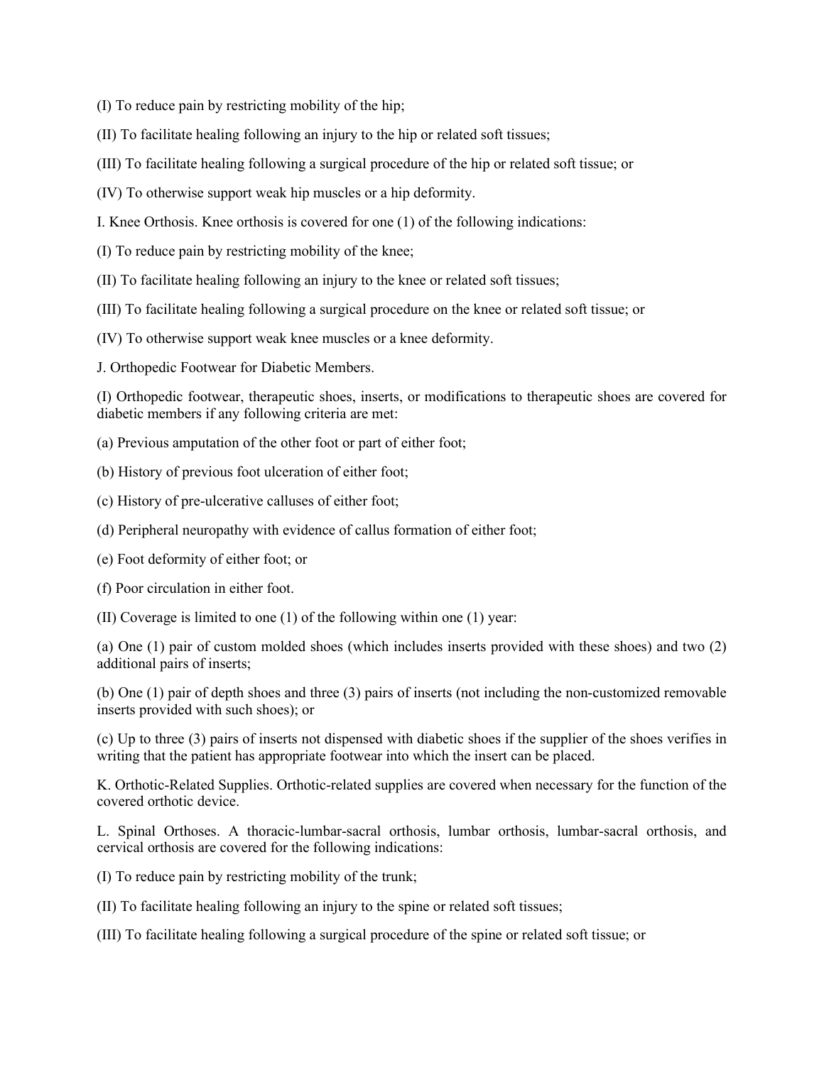(I) To reduce pain by restricting mobility of the hip;

(II) To facilitate healing following an injury to the hip or related soft tissues;

(III) To facilitate healing following a surgical procedure of the hip or related soft tissue; or

(IV) To otherwise support weak hip muscles or a hip deformity.

I. Knee Orthosis. Knee orthosis is covered for one (1) of the following indications:

(I) To reduce pain by restricting mobility of the knee;

(II) To facilitate healing following an injury to the knee or related soft tissues;

(III) To facilitate healing following a surgical procedure on the knee or related soft tissue; or

(IV) To otherwise support weak knee muscles or a knee deformity.

J. Orthopedic Footwear for Diabetic Members.

(I) Orthopedic footwear, therapeutic shoes, inserts, or modifications to therapeutic shoes are covered for diabetic members if any following criteria are met:

(a) Previous amputation of the other foot or part of either foot;

(b) History of previous foot ulceration of either foot;

(c) History of pre-ulcerative calluses of either foot;

(d) Peripheral neuropathy with evidence of callus formation of either foot;

(e) Foot deformity of either foot; or

(f) Poor circulation in either foot.

(II) Coverage is limited to one (1) of the following within one (1) year:

(a) One (1) pair of custom molded shoes (which includes inserts provided with these shoes) and two (2) additional pairs of inserts;

(b) One (1) pair of depth shoes and three (3) pairs of inserts (not including the non-customized removable inserts provided with such shoes); or

(c) Up to three (3) pairs of inserts not dispensed with diabetic shoes if the supplier of the shoes verifies in writing that the patient has appropriate footwear into which the insert can be placed.

K. Orthotic-Related Supplies. Orthotic-related supplies are covered when necessary for the function of the covered orthotic device.

L. Spinal Orthoses. A thoracic-lumbar-sacral orthosis, lumbar orthosis, lumbar-sacral orthosis, and cervical orthosis are covered for the following indications:

(I) To reduce pain by restricting mobility of the trunk;

(II) To facilitate healing following an injury to the spine or related soft tissues;

(III) To facilitate healing following a surgical procedure of the spine or related soft tissue; or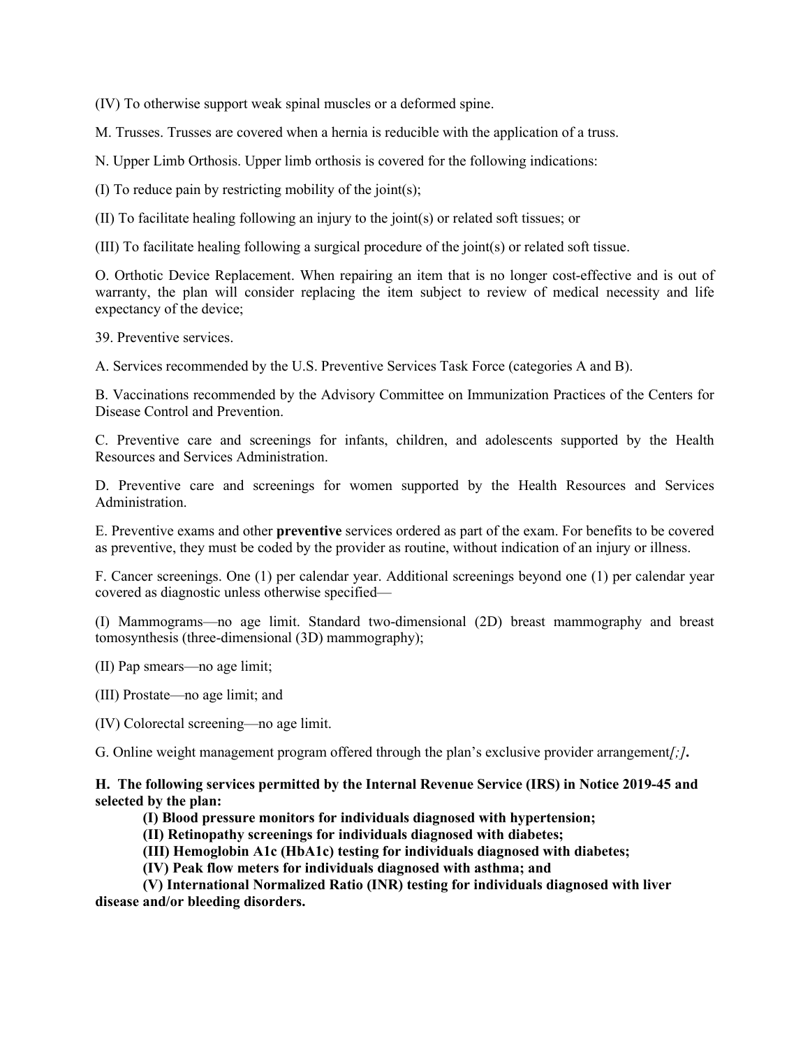(IV) To otherwise support weak spinal muscles or a deformed spine.

M. Trusses. Trusses are covered when a hernia is reducible with the application of a truss.

N. Upper Limb Orthosis. Upper limb orthosis is covered for the following indications:

(I) To reduce pain by restricting mobility of the joint(s);

(II) To facilitate healing following an injury to the joint(s) or related soft tissues; or

(III) To facilitate healing following a surgical procedure of the joint(s) or related soft tissue.

O. Orthotic Device Replacement. When repairing an item that is no longer cost-effective and is out of warranty, the plan will consider replacing the item subject to review of medical necessity and life expectancy of the device;

39. Preventive services.

A. Services recommended by the U.S. Preventive Services Task Force (categories A and B).

B. Vaccinations recommended by the Advisory Committee on Immunization Practices of the Centers for Disease Control and Prevention.

C. Preventive care and screenings for infants, children, and adolescents supported by the Health Resources and Services Administration.

D. Preventive care and screenings for women supported by the Health Resources and Services Administration.

E. Preventive exams and other **preventive** services ordered as part of the exam. For benefits to be covered as preventive, they must be coded by the provider as routine, without indication of an injury or illness.

F. Cancer screenings. One (1) per calendar year. Additional screenings beyond one (1) per calendar year covered as diagnostic unless otherwise specified—

(I) Mammograms—no age limit. Standard two-dimensional (2D) breast mammography and breast tomosynthesis (three-dimensional (3D) mammography);

(II) Pap smears—no age limit;

(III) Prostate—no age limit; and

(IV) Colorectal screening—no age limit.

G. Online weight management program offered through the plan's exclusive provider arrangement*[;]***.**

**H. The following services permitted by the Internal Revenue Service (IRS) in Notice 2019-45 and selected by the plan:**

**(I) Blood pressure monitors for individuals diagnosed with hypertension;**

**(II) Retinopathy screenings for individuals diagnosed with diabetes;**

**(III) Hemoglobin A1c (HbA1c) testing for individuals diagnosed with diabetes;**

**(IV) Peak flow meters for individuals diagnosed with asthma; and**

**(V) International Normalized Ratio (INR) testing for individuals diagnosed with liver disease and/or bleeding disorders.**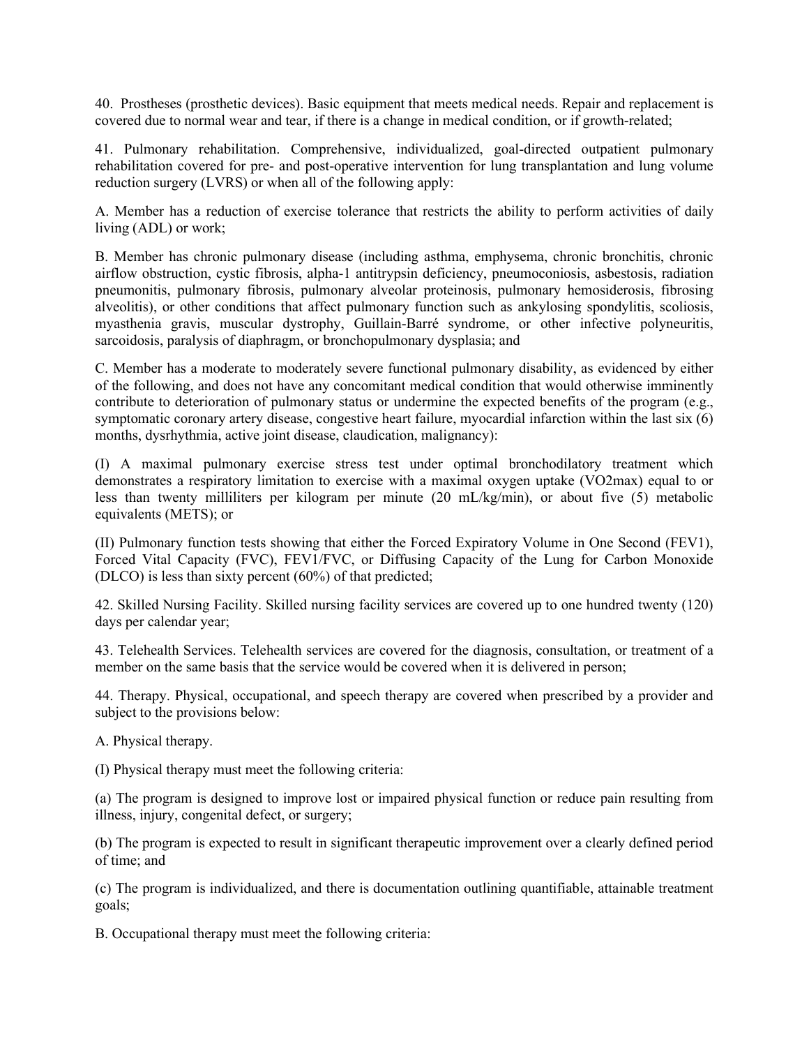40. Prostheses (prosthetic devices). Basic equipment that meets medical needs. Repair and replacement is covered due to normal wear and tear, if there is a change in medical condition, or if growth-related;

41. Pulmonary rehabilitation. Comprehensive, individualized, goal-directed outpatient pulmonary rehabilitation covered for pre- and post-operative intervention for lung transplantation and lung volume reduction surgery (LVRS) or when all of the following apply:

A. Member has a reduction of exercise tolerance that restricts the ability to perform activities of daily living (ADL) or work;

B. Member has chronic pulmonary disease (including asthma, emphysema, chronic bronchitis, chronic airflow obstruction, cystic fibrosis, alpha-1 antitrypsin deficiency, pneumoconiosis, asbestosis, radiation pneumonitis, pulmonary fibrosis, pulmonary alveolar proteinosis, pulmonary hemosiderosis, fibrosing alveolitis), or other conditions that affect pulmonary function such as ankylosing spondylitis, scoliosis, myasthenia gravis, muscular dystrophy, Guillain-Barré syndrome, or other infective polyneuritis, sarcoidosis, paralysis of diaphragm, or bronchopulmonary dysplasia; and

C. Member has a moderate to moderately severe functional pulmonary disability, as evidenced by either of the following, and does not have any concomitant medical condition that would otherwise imminently contribute to deterioration of pulmonary status or undermine the expected benefits of the program (e.g., symptomatic coronary artery disease, congestive heart failure, myocardial infarction within the last six (6) months, dysrhythmia, active joint disease, claudication, malignancy):

(I) A maximal pulmonary exercise stress test under optimal bronchodilatory treatment which demonstrates a respiratory limitation to exercise with a maximal oxygen uptake (VO2max) equal to or less than twenty milliliters per kilogram per minute (20 mL/kg/min), or about five (5) metabolic equivalents (METS); or

(II) Pulmonary function tests showing that either the Forced Expiratory Volume in One Second (FEV1), Forced Vital Capacity (FVC), FEV1/FVC, or Diffusing Capacity of the Lung for Carbon Monoxide (DLCO) is less than sixty percent (60%) of that predicted;

42. Skilled Nursing Facility. Skilled nursing facility services are covered up to one hundred twenty (120) days per calendar year;

43. Telehealth Services. Telehealth services are covered for the diagnosis, consultation, or treatment of a member on the same basis that the service would be covered when it is delivered in person;

44. Therapy. Physical, occupational, and speech therapy are covered when prescribed by a provider and subject to the provisions below:

A. Physical therapy.

(I) Physical therapy must meet the following criteria:

(a) The program is designed to improve lost or impaired physical function or reduce pain resulting from illness, injury, congenital defect, or surgery;

(b) The program is expected to result in significant therapeutic improvement over a clearly defined period of time; and

(c) The program is individualized, and there is documentation outlining quantifiable, attainable treatment goals;

B. Occupational therapy must meet the following criteria: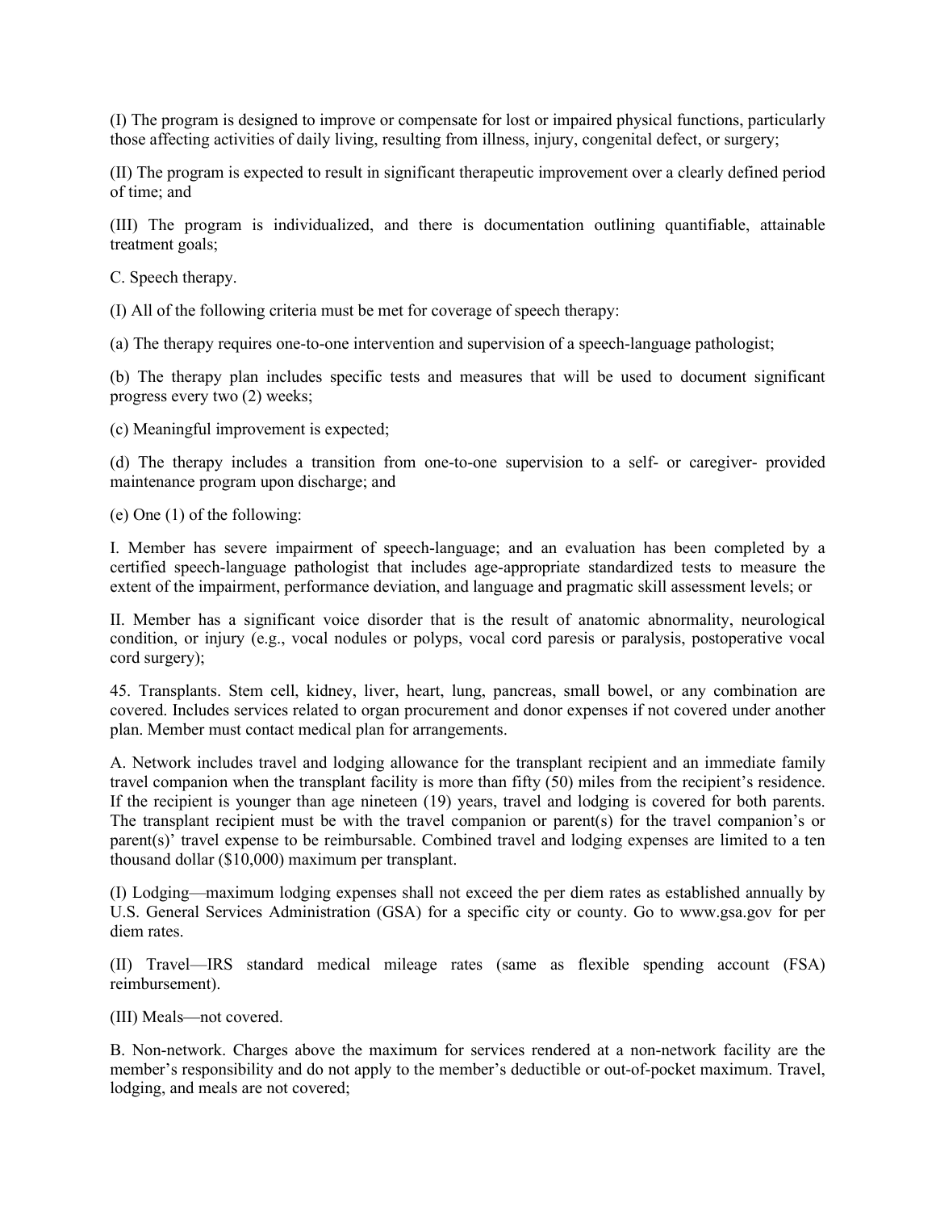(I) The program is designed to improve or compensate for lost or impaired physical functions, particularly those affecting activities of daily living, resulting from illness, injury, congenital defect, or surgery;

(II) The program is expected to result in significant therapeutic improvement over a clearly defined period of time; and

(III) The program is individualized, and there is documentation outlining quantifiable, attainable treatment goals;

C. Speech therapy.

(I) All of the following criteria must be met for coverage of speech therapy:

(a) The therapy requires one-to-one intervention and supervision of a speech-language pathologist;

(b) The therapy plan includes specific tests and measures that will be used to document significant progress every two (2) weeks;

(c) Meaningful improvement is expected;

(d) The therapy includes a transition from one-to-one supervision to a self- or caregiver- provided maintenance program upon discharge; and

(e) One (1) of the following:

I. Member has severe impairment of speech-language; and an evaluation has been completed by a certified speech-language pathologist that includes age-appropriate standardized tests to measure the extent of the impairment, performance deviation, and language and pragmatic skill assessment levels; or

II. Member has a significant voice disorder that is the result of anatomic abnormality, neurological condition, or injury (e.g., vocal nodules or polyps, vocal cord paresis or paralysis, postoperative vocal cord surgery);

45. Transplants. Stem cell, kidney, liver, heart, lung, pancreas, small bowel, or any combination are covered. Includes services related to organ procurement and donor expenses if not covered under another plan. Member must contact medical plan for arrangements.

A. Network includes travel and lodging allowance for the transplant recipient and an immediate family travel companion when the transplant facility is more than fifty (50) miles from the recipient's residence. If the recipient is younger than age nineteen (19) years, travel and lodging is covered for both parents. The transplant recipient must be with the travel companion or parent(s) for the travel companion's or parent(s)' travel expense to be reimbursable. Combined travel and lodging expenses are limited to a ten thousand dollar ($10,000) maximum per transplant.

(I) Lodging—maximum lodging expenses shall not exceed the per diem rates as established annually by U.S. General Services Administration (GSA) for a specific city or county. Go to www.gsa.gov for per diem rates.

(II) Travel—IRS standard medical mileage rates (same as flexible spending account (FSA) reimbursement).

(III) Meals—not covered.

B. Non-network. Charges above the maximum for services rendered at a non-network facility are the member's responsibility and do not apply to the member's deductible or out-of-pocket maximum. Travel, lodging, and meals are not covered;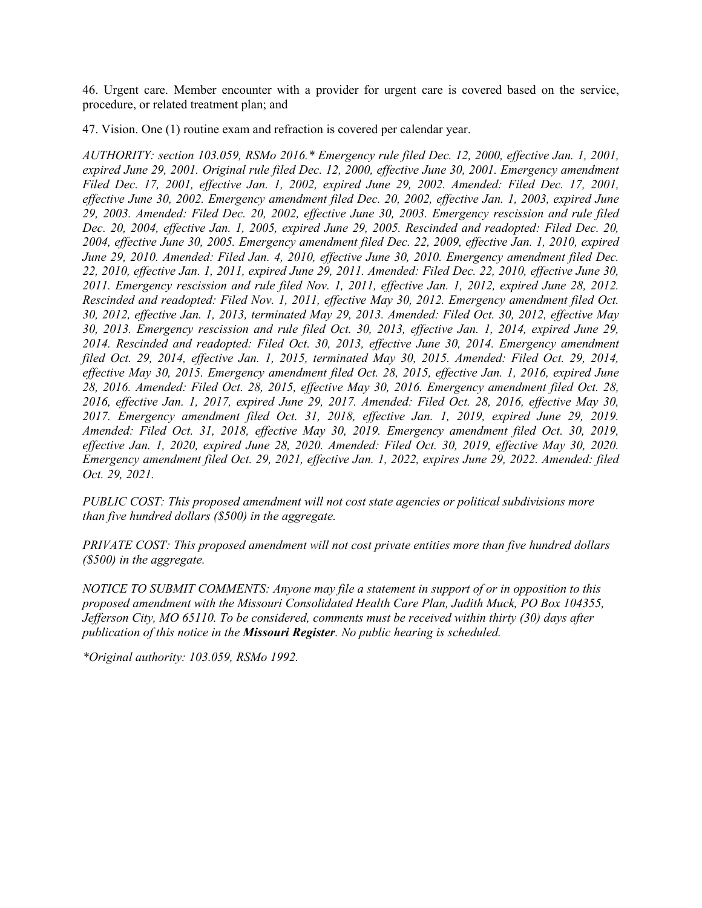46. Urgent care. Member encounter with a provider for urgent care is covered based on the service, procedure, or related treatment plan; and

47. Vision. One (1) routine exam and refraction is covered per calendar year.

*AUTHORITY: section 103.059, RSMo 2016.\* Emergency rule filed Dec. 12, 2000, effective Jan. 1, 2001, expired June 29, 2001. Original rule filed Dec. 12, 2000, effective June 30, 2001. Emergency amendment Filed Dec. 17, 2001, effective Jan. 1, 2002, expired June 29, 2002. Amended: Filed Dec. 17, 2001, effective June 30, 2002. Emergency amendment filed Dec. 20, 2002, effective Jan. 1, 2003, expired June 29, 2003. Amended: Filed Dec. 20, 2002, effective June 30, 2003. Emergency rescission and rule filed Dec. 20, 2004, effective Jan. 1, 2005, expired June 29, 2005. Rescinded and readopted: Filed Dec. 20, 2004, effective June 30, 2005. Emergency amendment filed Dec. 22, 2009, effective Jan. 1, 2010, expired June 29, 2010. Amended: Filed Jan. 4, 2010, effective June 30, 2010. Emergency amendment filed Dec. 22, 2010, effective Jan. 1, 2011, expired June 29, 2011. Amended: Filed Dec. 22, 2010, effective June 30, 2011. Emergency rescission and rule filed Nov. 1, 2011, effective Jan. 1, 2012, expired June 28, 2012. Rescinded and readopted: Filed Nov. 1, 2011, effective May 30, 2012. Emergency amendment filed Oct. 30, 2012, effective Jan. 1, 2013, terminated May 29, 2013. Amended: Filed Oct. 30, 2012, effective May 30, 2013. Emergency rescission and rule filed Oct. 30, 2013, effective Jan. 1, 2014, expired June 29, 2014. Rescinded and readopted: Filed Oct. 30, 2013, effective June 30, 2014. Emergency amendment filed Oct. 29, 2014, effective Jan. 1, 2015, terminated May 30, 2015. Amended: Filed Oct. 29, 2014, effective May 30, 2015. Emergency amendment filed Oct. 28, 2015, effective Jan. 1, 2016, expired June 28, 2016. Amended: Filed Oct. 28, 2015, effective May 30, 2016. Emergency amendment filed Oct. 28, 2016, effective Jan. 1, 2017, expired June 29, 2017. Amended: Filed Oct. 28, 2016, effective May 30, 2017. Emergency amendment filed Oct. 31, 2018, effective Jan. 1, 2019, expired June 29, 2019. Amended: Filed Oct. 31, 2018, effective May 30, 2019. Emergency amendment filed Oct. 30, 2019, effective Jan. 1, 2020, expired June 28, 2020. Amended: Filed Oct. 30, 2019, effective May 30, 2020. Emergency amendment filed Oct. 29, 2021, effective Jan. 1, 2022, expires June 29, 2022. Amended: filed Oct. 29, 2021.*

*PUBLIC COST: This proposed amendment will not cost state agencies or political subdivisions more than five hundred dollars ($500) in the aggregate.*

*PRIVATE COST: This proposed amendment will not cost private entities more than five hundred dollars ($500) in the aggregate.*

*NOTICE TO SUBMIT COMMENTS: Anyone may file a statement in support of or in opposition to this proposed amendment with the Missouri Consolidated Health Care Plan, Judith Muck, PO Box 104355, Jefferson City, MO 65110. To be considered, comments must be received within thirty (30) days after publication of this notice in the **Missouri Register**. No public hearing is scheduled.*

*\*Original authority: 103.059, RSMo 1992.*